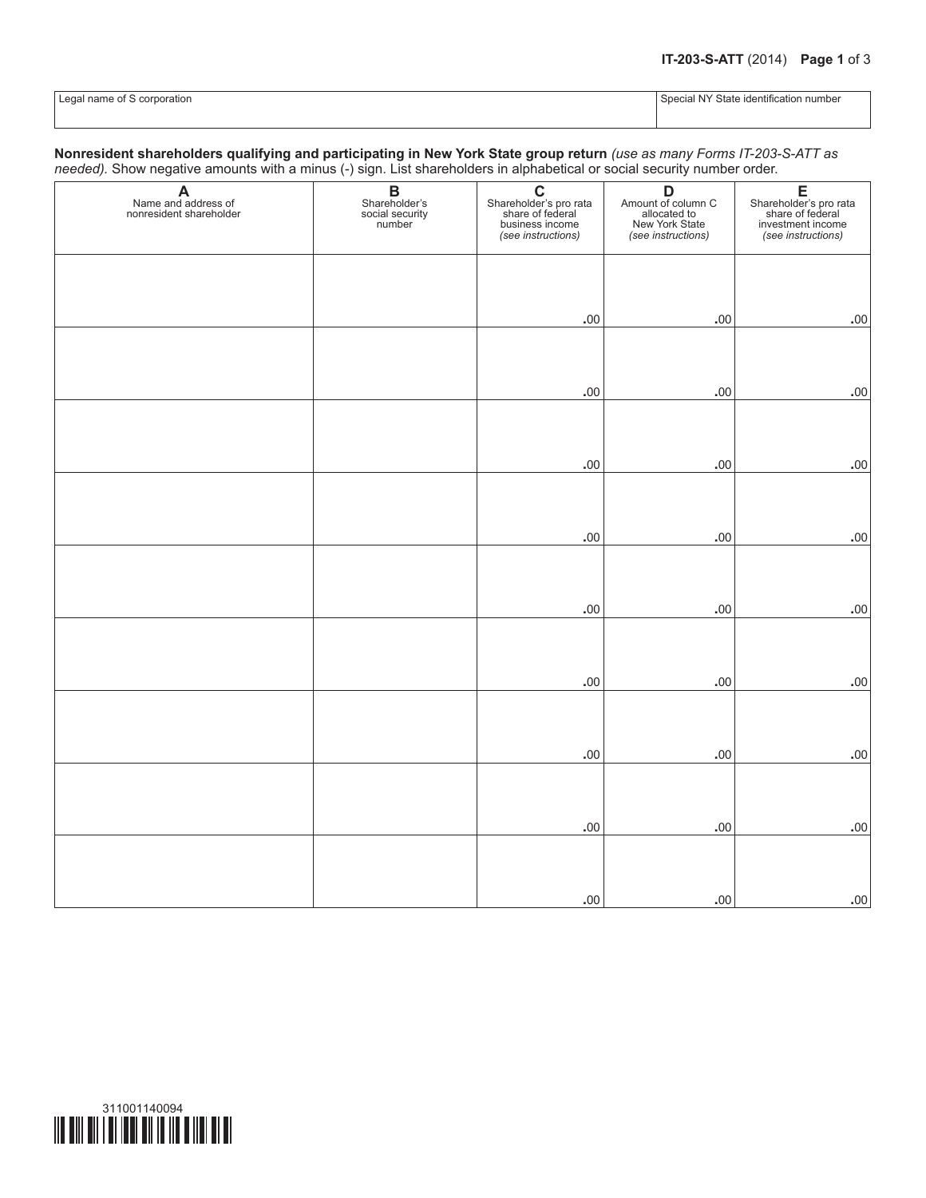IT-203-S-ATT (2014)

| Legal name of S corporation | Special NY State identification number |
| --- | --- |
| | |

**Nonresident shareholders qualifying and participating in New York State group return** *(use as many Forms IT-203-S-ATT as needed).* Show negative amounts with a minus (-) sign. List shareholders in alphabetical or social security number order.

| **A** Name and address of nonresident shareholder | **B** Shareholder's social security number | **C** Shareholder's pro rata share of federal business income *(see instructions)* | **D** Amount of column C allocated to New York State *(see instructions)* | **E** Shareholder's pro rata share of federal investment income *(see instructions)* |
| --- | --- | --- | --- | --- |
| | | .00 | .00 | .00 |
| | | .00 | .00 | .00 |
| | | .00 | .00 | .00 |
| | | .00 | .00 | .00 |
| | | .00 | .00 | .00 |
| | | .00 | .00 | .00 |
| | | .00 | .00 | .00 |
| | | .00 | .00 | .00 |
| | | .00 | .00 | .00 |

311001140094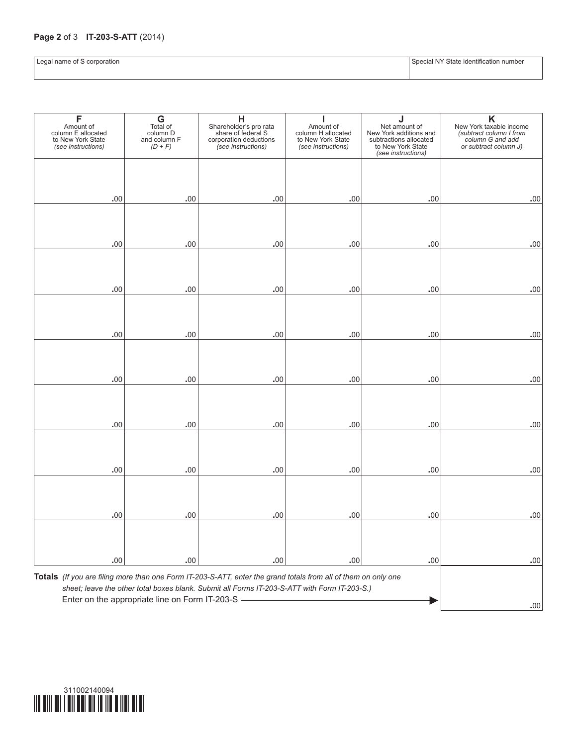| Legal name of S corporation | Special NY State identification number |
|---|---|
| | |

| **F** Amount of column E allocated to New York State *(see instructions)* | **G** Total of column D and column F *(D + F)* | **H** Shareholder's pro rata share of federal S corporation deductions *(see instructions)* | **I** Amount of column H allocated to New York State *(see instructions)* | **J** Net amount of New York additions and subtractions allocated to New York State *(see instructions)* | **K** New York taxable income *(subtract column I from column G and add or subtract column J)* |
|---|---|---|---|---|---|
| .00 | .00 | .00 | .00 | .00 | .00 |
| .00 | .00 | .00 | .00 | .00 | .00 |
| .00 | .00 | .00 | .00 | .00 | .00 |
| .00 | .00 | .00 | .00 | .00 | .00 |
| .00 | .00 | .00 | .00 | .00 | .00 |
| .00 | .00 | .00 | .00 | .00 | .00 |
| .00 | .00 | .00 | .00 | .00 | .00 |
| .00 | .00 | .00 | .00 | .00 | .00 |
| .00 | .00 | .00 | .00 | .00 | .00 |

**Totals** *(If you are filing more than one Form IT-203-S-ATT, enter the grand totals from all of them on only one sheet; leave the other total boxes blank. Submit all Forms IT-203-S-ATT with Form IT-203-S.)*
Enter on the appropriate line on Form IT-203-S ▶ .00

311002140094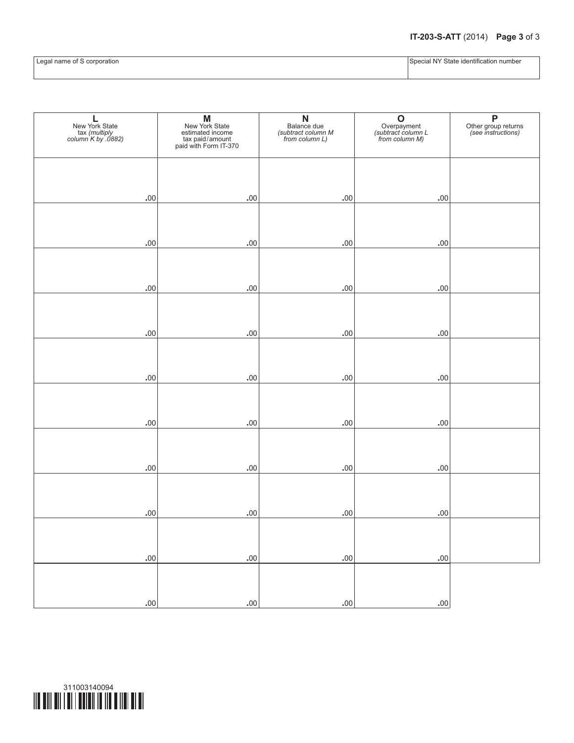| Legal name of S corporation | Special NY State identification number |
|---|---|
| | |

| L New York State tax *(multiply column K by .0882)* | M New York State estimated income tax paid/amount paid with Form IT-370 | N Balance due *(subtract column M from column L)* | O Overpayment *(subtract column L from column M)* | P Other group returns *(see instructions)* |
|---|---|---|---|---|
| .00 | .00 | .00 | .00 | |
| .00 | .00 | .00 | .00 | |
| .00 | .00 | .00 | .00 | |
| .00 | .00 | .00 | .00 | |
| .00 | .00 | .00 | .00 | |
| .00 | .00 | .00 | .00 | |
| .00 | .00 | .00 | .00 | |
| .00 | .00 | .00 | .00 | |
| .00 | .00 | .00 | .00 | |
| .00 | .00 | .00 | .00 | |

311003140094